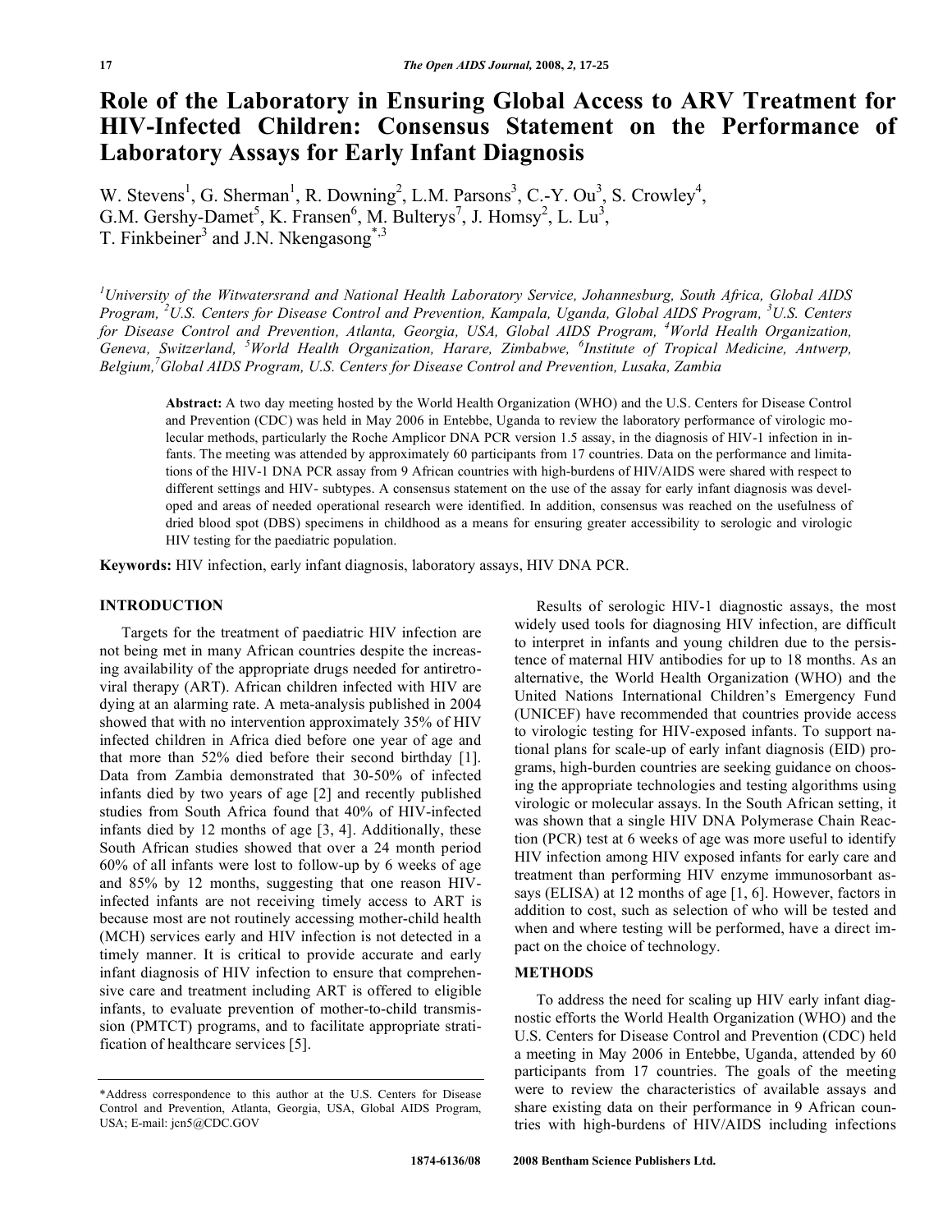# Role of the Laboratory in Ensuring Global Access to ARV Treatment for HIV-Infected Children: Consensus Statement on the Performance of Laboratory Assays for Early Infant Diagnosis

W. Stevens[1], G. Sherman[1], R. Downing[2], L.M. Parsons[3], C.-Y. Ou[3], S. Crowley[4], G.M. Gershy-Damet[5], K. Fransen[6], M. Bulterys[7], J. Homsy[2], L. Lu[3], T. Finkbeiner[3] and J.N. Nkengasong[*,3]

[1]University of the Witwatersrand and National Health Laboratory Service, Johannesburg, South Africa, Global AIDS Program, [2]U.S. Centers for Disease Control and Prevention, Kampala, Uganda, Global AIDS Program, [3]U.S. Centers for Disease Control and Prevention, Atlanta, Georgia, USA, Global AIDS Program, [4]World Health Organization, Geneva, Switzerland, [5]World Health Organization, Harare, Zimbabwe, [6]Institute of Tropical Medicine, Antwerp, Belgium,[7]Global AIDS Program, U.S. Centers for Disease Control and Prevention, Lusaka, Zambia

**Abstract:** A two day meeting hosted by the World Health Organization (WHO) and the U.S. Centers for Disease Control and Prevention (CDC) was held in May 2006 in Entebbe, Uganda to review the laboratory performance of virologic molecular methods, particularly the Roche Amplicor DNA PCR version 1.5 assay, in the diagnosis of HIV-1 infection in infants. The meeting was attended by approximately 60 participants from 17 countries. Data on the performance and limitations of the HIV-1 DNA PCR assay from 9 African countries with high-burdens of HIV/AIDS were shared with respect to different settings and HIV- subtypes. A consensus statement on the use of the assay for early infant diagnosis was developed and areas of needed operational research were identified. In addition, consensus was reached on the usefulness of dried blood spot (DBS) specimens in childhood as a means for ensuring greater accessibility to serologic and virologic HIV testing for the paediatric population.

**Keywords:** HIV infection, early infant diagnosis, laboratory assays, HIV DNA PCR.

## INTRODUCTION

Targets for the treatment of paediatric HIV infection are not being met in many African countries despite the increasing availability of the appropriate drugs needed for antiretroviral therapy (ART). African children infected with HIV are dying at an alarming rate. A meta-analysis published in 2004 showed that with no intervention approximately 35% of HIV infected children in Africa died before one year of age and that more than 52% died before their second birthday [1]. Data from Zambia demonstrated that 30-50% of infected infants died by two years of age [2] and recently published studies from South Africa found that 40% of HIV-infected infants died by 12 months of age [3, 4]. Additionally, these South African studies showed that over a 24 month period 60% of all infants were lost to follow-up by 6 weeks of age and 85% by 12 months, suggesting that one reason HIV-infected infants are not receiving timely access to ART is because most are not routinely accessing mother-child health (MCH) services early and HIV infection is not detected in a timely manner. It is critical to provide accurate and early infant diagnosis of HIV infection to ensure that comprehensive care and treatment including ART is offered to eligible infants, to evaluate prevention of mother-to-child transmission (PMTCT) programs, and to facilitate appropriate stratification of healthcare services [5].

Results of serologic HIV-1 diagnostic assays, the most widely used tools for diagnosing HIV infection, are difficult to interpret in infants and young children due to the persistence of maternal HIV antibodies for up to 18 months. As an alternative, the World Health Organization (WHO) and the United Nations International Children's Emergency Fund (UNICEF) have recommended that countries provide access to virologic testing for HIV-exposed infants. To support national plans for scale-up of early infant diagnosis (EID) programs, high-burden countries are seeking guidance on choosing the appropriate technologies and testing algorithms using virologic or molecular assays. In the South African setting, it was shown that a single HIV DNA Polymerase Chain Reaction (PCR) test at 6 weeks of age was more useful to identify HIV infection among HIV exposed infants for early care and treatment than performing HIV enzyme immunosorbant assays (ELISA) at 12 months of age [1, 6]. However, factors in addition to cost, such as selection of who will be tested and when and where testing will be performed, have a direct impact on the choice of technology.

## METHODS

To address the need for scaling up HIV early infant diagnostic efforts the World Health Organization (WHO) and the U.S. Centers for Disease Control and Prevention (CDC) held a meeting in May 2006 in Entebbe, Uganda, attended by 60 participants from 17 countries. The goals of the meeting were to review the characteristics of available assays and share existing data on their performance in 9 African countries with high-burdens of HIV/AIDS including infections

*Address correspondence to this author at the U.S. Centers for Disease Control and Prevention, Atlanta, Georgia, USA, Global AIDS Program, USA; E-mail: jcn5@CDC.GOV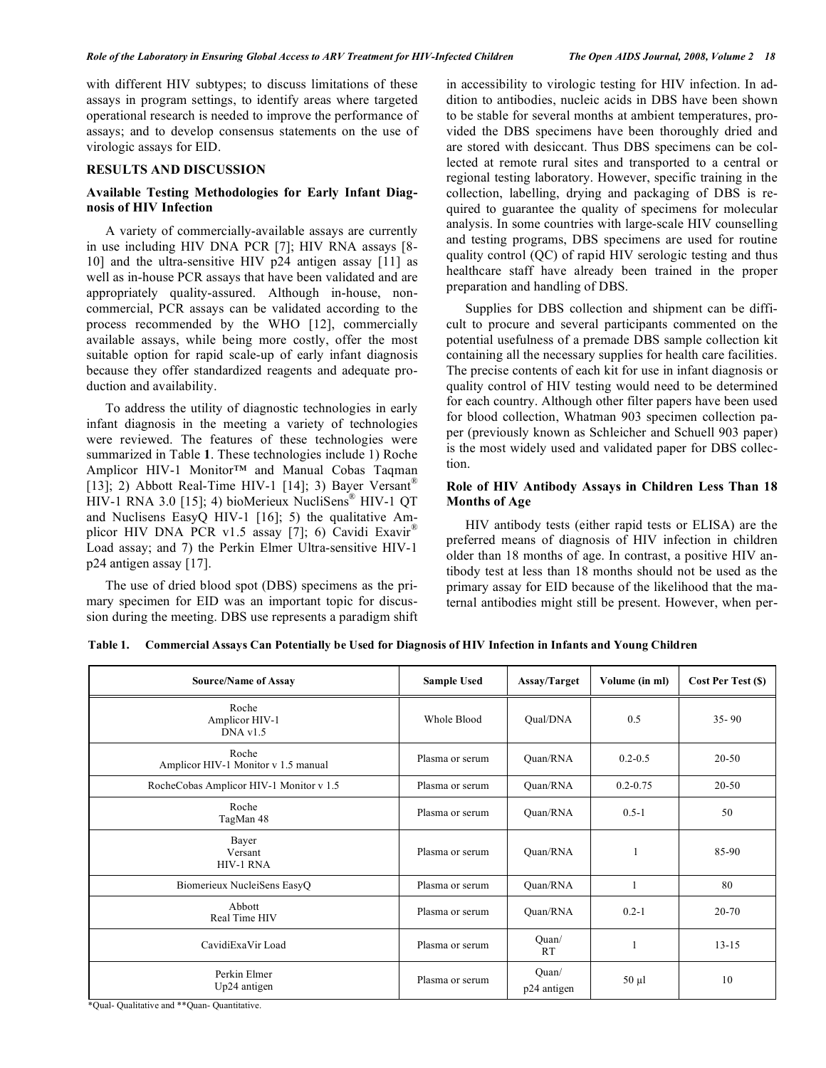with different HIV subtypes; to discuss limitations of these assays in program settings, to identify areas where targeted operational research is needed to improve the performance of assays; and to develop consensus statements on the use of virologic assays for EID.

## RESULTS AND DISCUSSION

### Available Testing Methodologies for Early Infant Diagnosis of HIV Infection

A variety of commercially-available assays are currently in use including HIV DNA PCR [7]; HIV RNA assays [8-10] and the ultra-sensitive HIV p24 antigen assay [11] as well as in-house PCR assays that have been validated and are appropriately quality-assured. Although in-house, non-commercial, PCR assays can be validated according to the process recommended by the WHO [12], commercially available assays, while being more costly, offer the most suitable option for rapid scale-up of early infant diagnosis because they offer standardized reagents and adequate production and availability.

To address the utility of diagnostic technologies in early infant diagnosis in the meeting a variety of technologies were reviewed. The features of these technologies were summarized in Table **1**. These technologies include 1) Roche Amplicor HIV-1 Monitor™ and Manual Cobas Taqman [13]; 2) Abbott Real-Time HIV-1 [14]; 3) Bayer Versant® HIV-1 RNA 3.0 [15]; 4) bioMerieux NucliSens® HIV-1 QT and Nuclisens EasyQ HIV-1 [16]; 5) the qualitative Amplicor HIV DNA PCR v1.5 assay [7]; 6) Cavidi Exavir® Load assay; and 7) the Perkin Elmer Ultra-sensitive HIV-1 p24 antigen assay [17].

The use of dried blood spot (DBS) specimens as the primary specimen for EID was an important topic for discussion during the meeting. DBS use represents a paradigm shift in accessibility to virologic testing for HIV infection. In addition to antibodies, nucleic acids in DBS have been shown to be stable for several months at ambient temperatures, provided the DBS specimens have been thoroughly dried and are stored with desiccant. Thus DBS specimens can be collected at remote rural sites and transported to a central or regional testing laboratory. However, specific training in the collection, labelling, drying and packaging of DBS is required to guarantee the quality of specimens for molecular analysis. In some countries with large-scale HIV counselling and testing programs, DBS specimens are used for routine quality control (QC) of rapid HIV serologic testing and thus healthcare staff have already been trained in the proper preparation and handling of DBS.

Supplies for DBS collection and shipment can be difficult to procure and several participants commented on the potential usefulness of a premade DBS sample collection kit containing all the necessary supplies for health care facilities. The precise contents of each kit for use in infant diagnosis or quality control of HIV testing would need to be determined for each country. Although other filter papers have been used for blood collection, Whatman 903 specimen collection paper (previously known as Schleicher and Schuell 903 paper) is the most widely used and validated paper for DBS collection.

### Role of HIV Antibody Assays in Children Less Than 18 Months of Age

HIV antibody tests (either rapid tests or ELISA) are the preferred means of diagnosis of HIV infection in children older than 18 months of age. In contrast, a positive HIV antibody test at less than 18 months should not be used as the primary assay for EID because of the likelihood that the maternal antibodies might still be present. However, when per-

**Table 1. Commercial Assays Can Potentially be Used for Diagnosis of HIV Infection in Infants and Young Children**

| Source/Name of Assay | Sample Used | Assay/Target | Volume (in ml) | Cost Per Test ($) |
|---|---|---|---|---|
| Roche Amplicor HIV-1 DNA v1.5 | Whole Blood | Qual/DNA | 0.5 | 35- 90 |
| Roche Amplicor HIV-1 Monitor v 1.5 manual | Plasma or serum | Quan/RNA | 0.2-0.5 | 20-50 |
| RocheCobas Amplicor HIV-1 Monitor v 1.5 | Plasma or serum | Quan/RNA | 0.2-0.75 | 20-50 |
| Roche TagMan 48 | Plasma or serum | Quan/RNA | 0.5-1 | 50 |
| Bayer Versant HIV-1 RNA | Plasma or serum | Quan/RNA | 1 | 85-90 |
| Biomerieux NucleiSens EasyQ | Plasma or serum | Quan/RNA | 1 | 80 |
| Abbott Real Time HIV | Plasma or serum | Quan/RNA | 0.2-1 | 20-70 |
| CavidiExaVir Load | Plasma or serum | Quan/ RT | 1 | 13-15 |
| Perkin Elmer Up24 antigen | Plasma or serum | Quan/ p24 antigen | 50 µl | 10 |

*Qual- Qualitative and **Quan- Quantitative.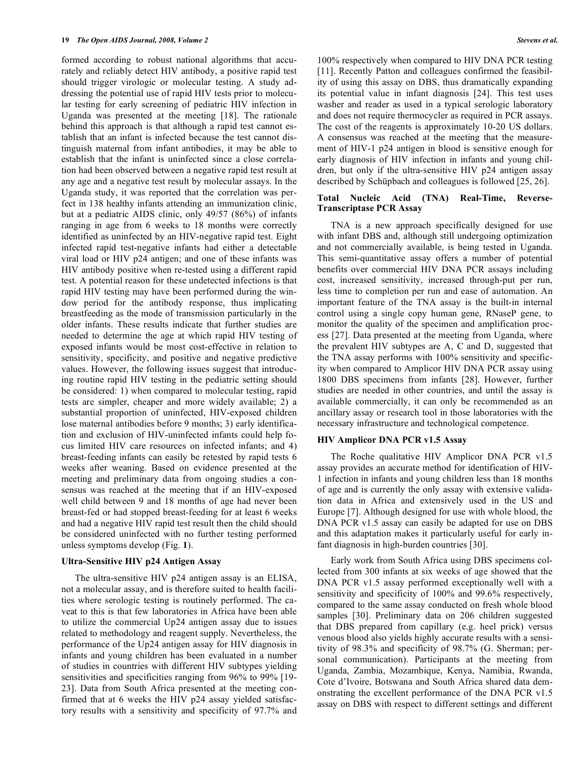formed according to robust national algorithms that accurately and reliably detect HIV antibody, a positive rapid test should trigger virologic or molecular testing. A study addressing the potential use of rapid HIV tests prior to molecular testing for early screening of pediatric HIV infection in Uganda was presented at the meeting [18]. The rationale behind this approach is that although a rapid test cannot establish that an infant is infected because the test cannot distinguish maternal from infant antibodies, it may be able to establish that the infant is uninfected since a close correlation had been observed between a negative rapid test result at any age and a negative test result by molecular assays. In the Uganda study, it was reported that the correlation was perfect in 138 healthy infants attending an immunization clinic, but at a pediatric AIDS clinic, only 49/57 (86%) of infants ranging in age from 6 weeks to 18 months were correctly identified as uninfected by an HIV-negative rapid test. Eight infected rapid test-negative infants had either a detectable viral load or HIV p24 antigen; and one of these infants was HIV antibody positive when re-tested using a different rapid test. A potential reason for these undetected infections is that rapid HIV testing may have been performed during the window period for the antibody response, thus implicating breastfeeding as the mode of transmission particularly in the older infants. These results indicate that further studies are needed to determine the age at which rapid HIV testing of exposed infants would be most cost-effective in relation to sensitivity, specificity, and positive and negative predictive values. However, the following issues suggest that introducing routine rapid HIV testing in the pediatric setting should be considered: 1) when compared to molecular testing, rapid tests are simpler, cheaper and more widely available; 2) a substantial proportion of uninfected, HIV-exposed children lose maternal antibodies before 9 months; 3) early identification and exclusion of HIV-uninfected infants could help focus limited HIV care resources on infected infants; and 4) breast-feeding infants can easily be retested by rapid tests 6 weeks after weaning. Based on evidence presented at the meeting and preliminary data from ongoing studies a consensus was reached at the meeting that if an HIV-exposed well child between 9 and 18 months of age had never been breast-fed or had stopped breast-feeding for at least 6 weeks and had a negative HIV rapid test result then the child should be considered uninfected with no further testing performed unless symptoms develop (Fig. **1**).

### Ultra-Sensitive HIV p24 Antigen Assay

The ultra-sensitive HIV p24 antigen assay is an ELISA, not a molecular assay, and is therefore suited to health facilities where serologic testing is routinely performed. The caveat to this is that few laboratories in Africa have been able to utilize the commercial Up24 antigen assay due to issues related to methodology and reagent supply. Nevertheless, the performance of the Up24 antigen assay for HIV diagnosis in infants and young children has been evaluated in a number of studies in countries with different HIV subtypes yielding sensitivities and specificities ranging from 96% to 99% [19-23]. Data from South Africa presented at the meeting confirmed that at 6 weeks the HIV p24 assay yielded satisfactory results with a sensitivity and specificity of 97.7% and 100% respectively when compared to HIV DNA PCR testing [11]. Recently Patton and colleagues confirmed the feasibility of using this assay on DBS, thus dramatically expanding its potential value in infant diagnosis [24]. This test uses washer and reader as used in a typical serologic laboratory and does not require thermocycler as required in PCR assays. The cost of the reagents is approximately 10-20 US dollars. A consensus was reached at the meeting that the measurement of HIV-1 p24 antigen in blood is sensitive enough for early diagnosis of HIV infection in infants and young children, but only if the ultra-sensitive HIV p24 antigen assay described by Schüpbach and colleagues is followed [25, 26].

### Total Nucleic Acid (TNA) Real-Time, Reverse-Transcriptase PCR Assay

TNA is a new approach specifically designed for use with infant DBS and, although still undergoing optimization and not commercially available, is being tested in Uganda. This semi-quantitative assay offers a number of potential benefits over commercial HIV DNA PCR assays including cost, increased sensitivity, increased through-put per run, less time to completion per run and ease of automation. An important feature of the TNA assay is the built-in internal control using a single copy human gene, RNaseP gene, to monitor the quality of the specimen and amplification process [27]. Data presented at the meeting from Uganda, where the prevalent HIV subtypes are A, C and D, suggested that the TNA assay performs with 100% sensitivity and specificity when compared to Amplicor HIV DNA PCR assay using 1800 DBS specimens from infants [28]. However, further studies are needed in other countries, and until the assay is available commercially, it can only be recommended as an ancillary assay or research tool in those laboratories with the necessary infrastructure and technological competence.

### HIV Amplicor DNA PCR v1.5 Assay

The Roche qualitative HIV Amplicor DNA PCR v1.5 assay provides an accurate method for identification of HIV-1 infection in infants and young children less than 18 months of age and is currently the only assay with extensive validation data in Africa and extensively used in the US and Europe [7]. Although designed for use with whole blood, the DNA PCR v1.5 assay can easily be adapted for use on DBS and this adaptation makes it particularly useful for early infant diagnosis in high-burden countries [30].

Early work from South Africa using DBS specimens collected from 300 infants at six weeks of age showed that the DNA PCR v1.5 assay performed exceptionally well with a sensitivity and specificity of 100% and 99.6% respectively, compared to the same assay conducted on fresh whole blood samples [30]. Preliminary data on 206 children suggested that DBS prepared from capillary (e.g. heel prick) versus venous blood also yields highly accurate results with a sensitivity of 98.3% and specificity of 98.7% (G. Sherman; personal communication). Participants at the meeting from Uganda, Zambia, Mozambique, Kenya, Namibia, Rwanda, Cote d'Ivoire, Botswana and South Africa shared data demonstrating the excellent performance of the DNA PCR v1.5 assay on DBS with respect to different settings and different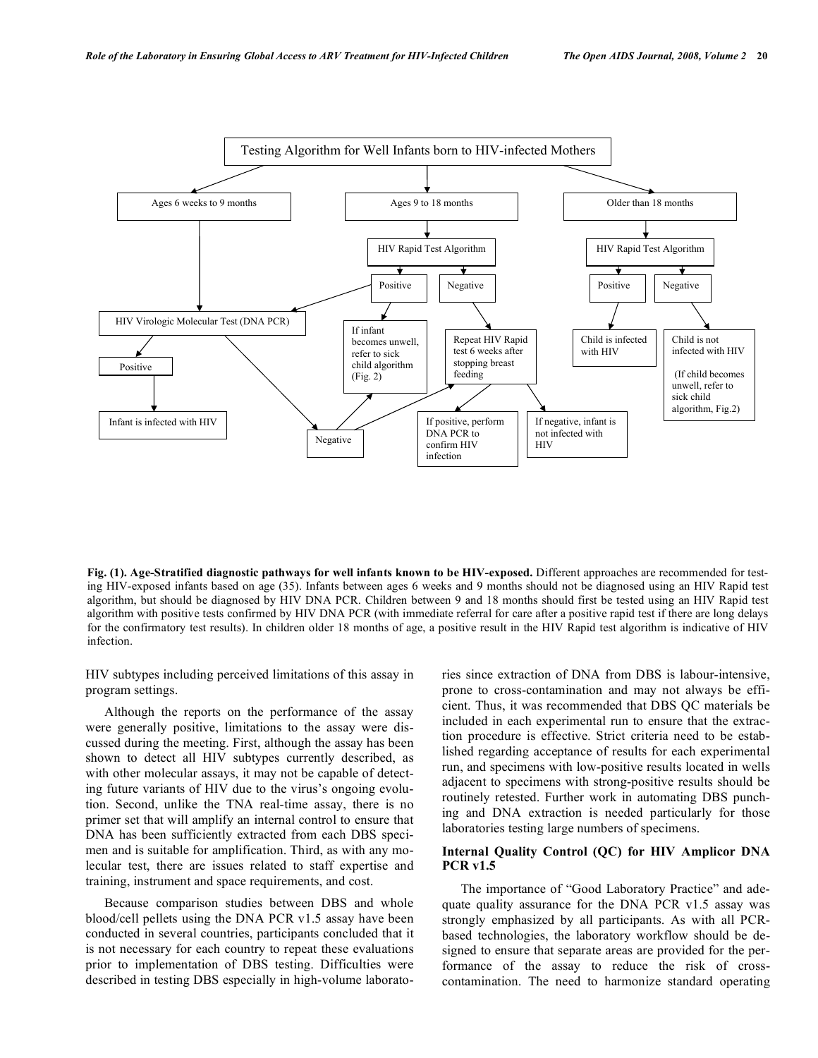Testing Algorithm for Well Infants born to HIV-infected Mothers

- Ages 6 weeks to 9 months
  - HIV Virologic Molecular Test (DNA PCR)
    - Positive → Infant is infected with HIV
    - Negative → If infant becomes unwell, refer to sick child algorithm (Fig. 2); Repeat HIV Rapid test 6 weeks after stopping breast feeding
- Ages 9 to 18 months
  - HIV Rapid Test Algorithm
    - Positive → HIV Virologic Molecular Test (DNA PCR); If infant becomes unwell, refer to sick child algorithm (Fig. 2)
    - Negative → Repeat HIV Rapid test 6 weeks after stopping breast feeding
      - If positive, perform DNA PCR to confirm HIV infection
      - If negative, infant is not infected with HIV
- Older than 18 months
  - HIV Rapid Test Algorithm
    - Positive → Child is infected with HIV
    - Negative → Child is not infected with HIV (If child becomes unwell, refer to sick child algorithm, Fig.2)

**Fig. (1). Age-Stratified diagnostic pathways for well infants known to be HIV-exposed.** Different approaches are recommended for testing HIV-exposed infants based on age (35). Infants between ages 6 weeks and 9 months should not be diagnosed using an HIV Rapid test algorithm, but should be diagnosed by HIV DNA PCR. Children between 9 and 18 months should first be tested using an HIV Rapid test algorithm with positive tests confirmed by HIV DNA PCR (with immediate referral for care after a positive rapid test if there are long delays for the confirmatory test results). In children older 18 months of age, a positive result in the HIV Rapid test algorithm is indicative of HIV infection.

HIV subtypes including perceived limitations of this assay in program settings.

Although the reports on the performance of the assay were generally positive, limitations to the assay were discussed during the meeting. First, although the assay has been shown to detect all HIV subtypes currently described, as with other molecular assays, it may not be capable of detecting future variants of HIV due to the virus's ongoing evolution. Second, unlike the TNA real-time assay, there is no primer set that will amplify an internal control to ensure that DNA has been sufficiently extracted from each DBS specimen and is suitable for amplification. Third, as with any molecular test, there are issues related to staff expertise and training, instrument and space requirements, and cost.

Because comparison studies between DBS and whole blood/cell pellets using the DNA PCR v1.5 assay have been conducted in several countries, participants concluded that it is not necessary for each country to repeat these evaluations prior to implementation of DBS testing. Difficulties were described in testing DBS especially in high-volume laboratories since extraction of DNA from DBS is labour-intensive, prone to cross-contamination and may not always be efficient. Thus, it was recommended that DBS QC materials be included in each experimental run to ensure that the extraction procedure is effective. Strict criteria need to be established regarding acceptance of results for each experimental run, and specimens with low-positive results located in wells adjacent to specimens with strong-positive results should be routinely retested. Further work in automating DBS punching and DNA extraction is needed particularly for those laboratories testing large numbers of specimens.

### Internal Quality Control (QC) for HIV Amplicor DNA PCR v1.5

The importance of "Good Laboratory Practice" and adequate quality assurance for the DNA PCR v1.5 assay was strongly emphasized by all participants. As with all PCR-based technologies, the laboratory workflow should be designed to ensure that separate areas are provided for the performance of the assay to reduce the risk of cross-contamination. The need to harmonize standard operating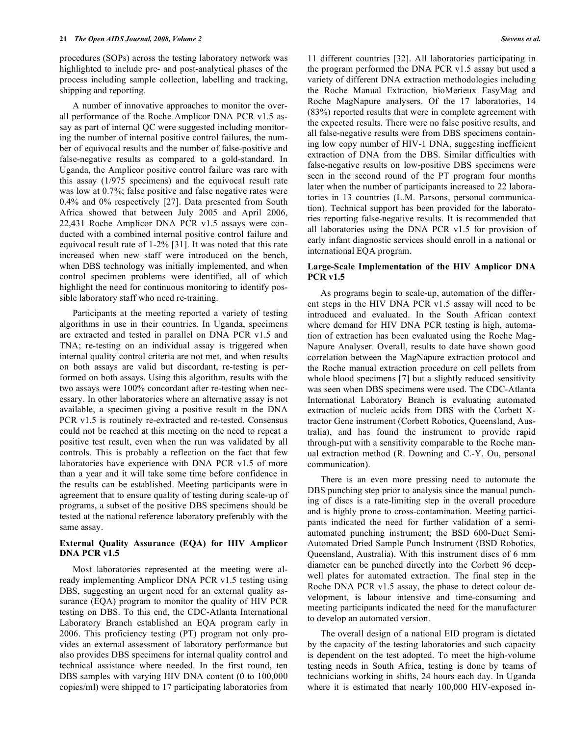procedures (SOPs) across the testing laboratory network was highlighted to include pre- and post-analytical phases of the process including sample collection, labelling and tracking, shipping and reporting.

A number of innovative approaches to monitor the overall performance of the Roche Amplicor DNA PCR v1.5 assay as part of internal QC were suggested including monitoring the number of internal positive control failures, the number of equivocal results and the number of false-positive and false-negative results as compared to a gold-standard. In Uganda, the Amplicor positive control failure was rare with this assay (1/975 specimens) and the equivocal result rate was low at 0.7%; false positive and false negative rates were 0.4% and 0% respectively [27]. Data presented from South Africa showed that between July 2005 and April 2006, 22,431 Roche Amplicor DNA PCR v1.5 assays were conducted with a combined internal positive control failure and equivocal result rate of 1-2% [31]. It was noted that this rate increased when new staff were introduced on the bench, when DBS technology was initially implemented, and when control specimen problems were identified, all of which highlight the need for continuous monitoring to identify possible laboratory staff who need re-training.

Participants at the meeting reported a variety of testing algorithms in use in their countries. In Uganda, specimens are extracted and tested in parallel on DNA PCR v1.5 and TNA; re-testing on an individual assay is triggered when internal quality control criteria are not met, and when results on both assays are valid but discordant, re-testing is performed on both assays. Using this algorithm, results with the two assays were 100% concordant after re-testing when necessary. In other laboratories where an alternative assay is not available, a specimen giving a positive result in the DNA PCR v1.5 is routinely re-extracted and re-tested. Consensus could not be reached at this meeting on the need to repeat a positive test result, even when the run was validated by all controls. This is probably a reflection on the fact that few laboratories have experience with DNA PCR v1.5 of more than a year and it will take some time before confidence in the results can be established. Meeting participants were in agreement that to ensure quality of testing during scale-up of programs, a subset of the positive DBS specimens should be tested at the national reference laboratory preferably with the same assay.

### External Quality Assurance (EQA) for HIV Amplicor DNA PCR v1.5

Most laboratories represented at the meeting were already implementing Amplicor DNA PCR v1.5 testing using DBS, suggesting an urgent need for an external quality assurance (EQA) program to monitor the quality of HIV PCR testing on DBS. To this end, the CDC-Atlanta International Laboratory Branch established an EQA program early in 2006. This proficiency testing (PT) program not only provides an external assessment of laboratory performance but also provides DBS specimens for internal quality control and technical assistance where needed. In the first round, ten DBS samples with varying HIV DNA content (0 to 100,000 copies/ml) were shipped to 17 participating laboratories from 11 different countries [32]. All laboratories participating in the program performed the DNA PCR v1.5 assay but used a variety of different DNA extraction methodologies including the Roche Manual Extraction, bioMerieux EasyMag and Roche MagNapure analysers. Of the 17 laboratories, 14 (83%) reported results that were in complete agreement with the expected results. There were no false positive results, and all false-negative results were from DBS specimens containing low copy number of HIV-1 DNA, suggesting inefficient extraction of DNA from the DBS. Similar difficulties with false-negative results on low-positive DBS specimens were seen in the second round of the PT program four months later when the number of participants increased to 22 laboratories in 13 countries (L.M. Parsons, personal communication). Technical support has been provided for the laboratories reporting false-negative results. It is recommended that all laboratories using the DNA PCR v1.5 for provision of early infant diagnostic services should enroll in a national or international EQA program.

### Large-Scale Implementation of the HIV Amplicor DNA PCR v1.5

As programs begin to scale-up, automation of the different steps in the HIV DNA PCR v1.5 assay will need to be introduced and evaluated. In the South African context where demand for HIV DNA PCR testing is high, automation of extraction has been evaluated using the Roche MagNapure Analyser. Overall, results to date have shown good correlation between the MagNapure extraction protocol and the Roche manual extraction procedure on cell pellets from whole blood specimens [7] but a slightly reduced sensitivity was seen when DBS specimens were used. The CDC-Atlanta International Laboratory Branch is evaluating automated extraction of nucleic acids from DBS with the Corbett X-tractor Gene instrument (Corbett Robotics, Queensland, Australia), and has found the instrument to provide rapid through-put with a sensitivity comparable to the Roche manual extraction method (R. Downing and C.-Y. Ou, personal communication).

There is an even more pressing need to automate the DBS punching step prior to analysis since the manual punching of discs is a rate-limiting step in the overall procedure and is highly prone to cross-contamination. Meeting participants indicated the need for further validation of a semi-automated punching instrument; the BSD 600-Duet Semi-Automated Dried Sample Punch Instrument (BSD Robotics, Queensland, Australia). With this instrument discs of 6 mm diameter can be punched directly into the Corbett 96 deep-well plates for automated extraction. The final step in the Roche DNA PCR v1.5 assay, the phase to detect colour development, is labour intensive and time-consuming and meeting participants indicated the need for the manufacturer to develop an automated version.

The overall design of a national EID program is dictated by the capacity of the testing laboratories and such capacity is dependent on the test adopted. To meet the high-volume testing needs in South Africa, testing is done by teams of technicians working in shifts, 24 hours each day. In Uganda where it is estimated that nearly 100,000 HIV-exposed in-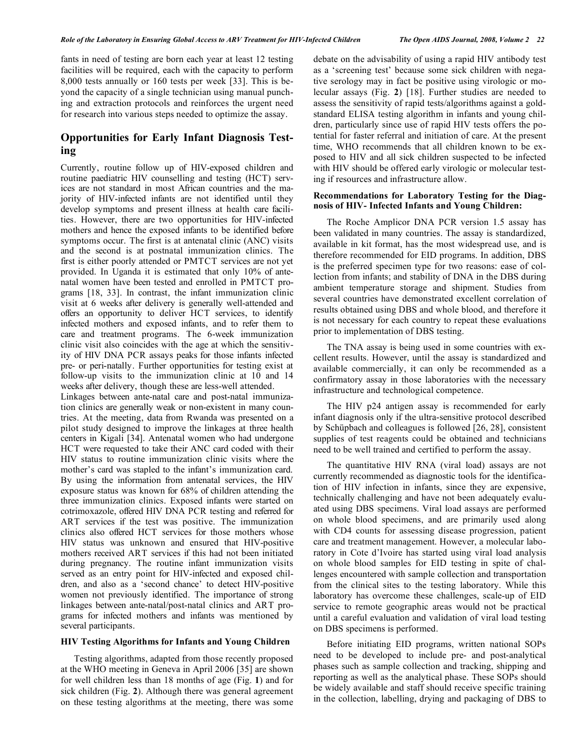fants in need of testing are born each year at least 12 testing facilities will be required, each with the capacity to perform 8,000 tests annually or 160 tests per week [33]. This is beyond the capacity of a single technician using manual punching and extraction protocols and reinforces the urgent need for research into various steps needed to optimize the assay.

## Opportunities for Early Infant Diagnosis Testing

Currently, routine follow up of HIV-exposed children and routine paediatric HIV counselling and testing (HCT) services are not standard in most African countries and the majority of HIV-infected infants are not identified until they develop symptoms and present illness at health care facilities. However, there are two opportunities for HIV-infected mothers and hence the exposed infants to be identified before symptoms occur. The first is at antenatal clinic (ANC) visits and the second is at postnatal immunization clinics. The first is either poorly attended or PMTCT services are not yet provided. In Uganda it is estimated that only 10% of antenatal women have been tested and enrolled in PMTCT programs [18, 33]. In contrast, the infant immunization clinic visit at 6 weeks after delivery is generally well-attended and offers an opportunity to deliver HCT services, to identify infected mothers and exposed infants, and to refer them to care and treatment programs. The 6-week immunization clinic visit also coincides with the age at which the sensitivity of HIV DNA PCR assays peaks for those infants infected pre- or peri-natally. Further opportunities for testing exist at follow-up visits to the immunization clinic at 10 and 14 weeks after delivery, though these are less-well attended.

Linkages between ante-natal care and post-natal immunization clinics are generally weak or non-existent in many countries. At the meeting, data from Rwanda was presented on a pilot study designed to improve the linkages at three health centers in Kigali [34]. Antenatal women who had undergone HCT were requested to take their ANC card coded with their HIV status to routine immunization clinic visits where the mother's card was stapled to the infant's immunization card. By using the information from antenatal services, the HIV exposure status was known for 68% of children attending the three immunization clinics. Exposed infants were started on cotrimoxazole, offered HIV DNA PCR testing and referred for ART services if the test was positive. The immunization clinics also offered HCT services for those mothers whose HIV status was unknown and ensured that HIV-positive mothers received ART services if this had not been initiated during pregnancy. The routine infant immunization visits served as an entry point for HIV-infected and exposed children, and also as a 'second chance' to detect HIV-positive women not previously identified. The importance of strong linkages between ante-natal/post-natal clinics and ART programs for infected mothers and infants was mentioned by several participants.

### HIV Testing Algorithms for Infants and Young Children

Testing algorithms, adapted from those recently proposed at the WHO meeting in Geneva in April 2006 [35] are shown for well children less than 18 months of age (Fig. **1**) and for sick children (Fig. **2**). Although there was general agreement on these testing algorithms at the meeting, there was some debate on the advisability of using a rapid HIV antibody test as a 'screening test' because some sick children with negative serology may in fact be positive using virologic or molecular assays (Fig. **2**) [18]. Further studies are needed to assess the sensitivity of rapid tests/algorithms against a gold-standard ELISA testing algorithm in infants and young children, particularly since use of rapid HIV tests offers the potential for faster referral and initiation of care. At the present time, WHO recommends that all children known to be exposed to HIV and all sick children suspected to be infected with HIV should be offered early virologic or molecular testing if resources and infrastructure allow.

### Recommendations for Laboratory Testing for the Diagnosis of HIV- Infected Infants and Young Children:

The Roche Amplicor DNA PCR version 1.5 assay has been validated in many countries. The assay is standardized, available in kit format, has the most widespread use, and is therefore recommended for EID programs. In addition, DBS is the preferred specimen type for two reasons: ease of collection from infants; and stability of DNA in the DBS during ambient temperature storage and shipment. Studies from several countries have demonstrated excellent correlation of results obtained using DBS and whole blood, and therefore it is not necessary for each country to repeat these evaluations prior to implementation of DBS testing.

The TNA assay is being used in some countries with excellent results. However, until the assay is standardized and available commercially, it can only be recommended as a confirmatory assay in those laboratories with the necessary infrastructure and technological competence.

The HIV p24 antigen assay is recommended for early infant diagnosis only if the ultra-sensitive protocol described by Schüpbach and colleagues is followed [26, 28], consistent supplies of test reagents could be obtained and technicians need to be well trained and certified to perform the assay.

The quantitative HIV RNA (viral load) assays are not currently recommended as diagnostic tools for the identification of HIV infection in infants, since they are expensive, technically challenging and have not been adequately evaluated using DBS specimens. Viral load assays are performed on whole blood specimens, and are primarily used along with CD4 counts for assessing disease progression, patient care and treatment management. However, a molecular laboratory in Cote d'Ivoire has started using viral load analysis on whole blood samples for EID testing in spite of challenges encountered with sample collection and transportation from the clinical sites to the testing laboratory. While this laboratory has overcome these challenges, scale-up of EID service to remote geographic areas would not be practical until a careful evaluation and validation of viral load testing on DBS specimens is performed.

Before initiating EID programs, written national SOPs need to be developed to include pre- and post-analytical phases such as sample collection and tracking, shipping and reporting as well as the analytical phase. These SOPs should be widely available and staff should receive specific training in the collection, labelling, drying and packaging of DBS to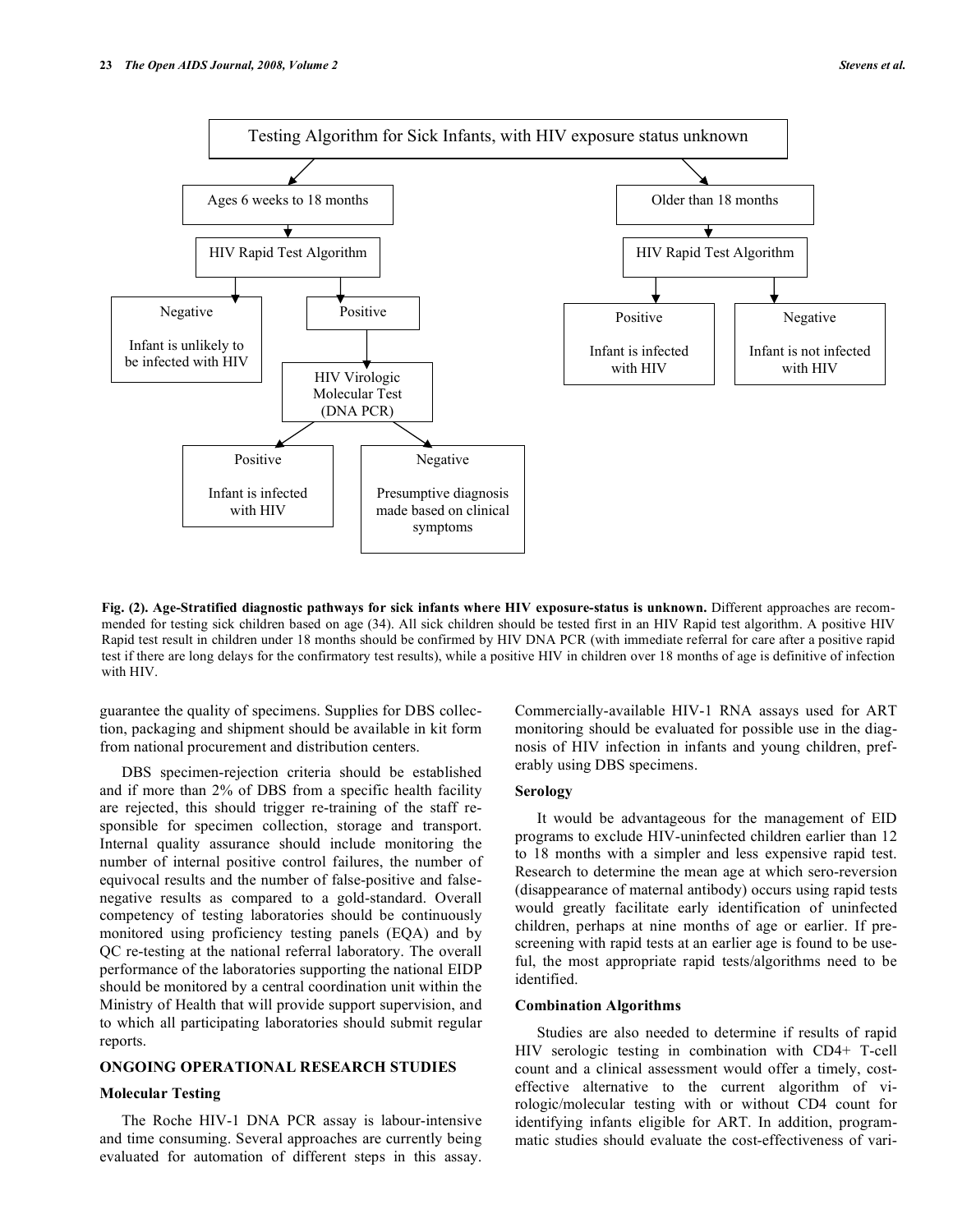Testing Algorithm for Sick Infants, with HIV exposure status unknown

- Ages 6 weeks to 18 months
  - HIV Rapid Test Algorithm
    - Negative: Infant is unlikely to be infected with HIV
    - Positive
      - HIV Virologic Molecular Test (DNA PCR)
        - Positive: Infant is infected with HIV
        - Negative: Presumptive diagnosis made based on clinical symptoms
- Older than 18 months
  - HIV Rapid Test Algorithm
    - Positive: Infant is infected with HIV
    - Negative: Infant is not infected with HIV

**Fig. (2). Age-Stratified diagnostic pathways for sick infants where HIV exposure-status is unknown.** Different approaches are recommended for testing sick children based on age (34). All sick children should be tested first in an HIV Rapid test algorithm. A positive HIV Rapid test result in children under 18 months should be confirmed by HIV DNA PCR (with immediate referral for care after a positive rapid test if there are long delays for the confirmatory test results), while a positive HIV in children over 18 months of age is definitive of infection with HIV.

guarantee the quality of specimens. Supplies for DBS collection, packaging and shipment should be available in kit form from national procurement and distribution centers.

DBS specimen-rejection criteria should be established and if more than 2% of DBS from a specific health facility are rejected, this should trigger re-training of the staff responsible for specimen collection, storage and transport. Internal quality assurance should include monitoring the number of internal positive control failures, the number of equivocal results and the number of false-positive and false-negative results as compared to a gold-standard. Overall competency of testing laboratories should be continuously monitored using proficiency testing panels (EQA) and by QC re-testing at the national referral laboratory. The overall performance of the laboratories supporting the national EIDP should be monitored by a central coordination unit within the Ministry of Health that will provide support supervision, and to which all participating laboratories should submit regular reports.

## ONGOING OPERATIONAL RESEARCH STUDIES

### Molecular Testing

The Roche HIV-1 DNA PCR assay is labour-intensive and time consuming. Several approaches are currently being evaluated for automation of different steps in this assay. Commercially-available HIV-1 RNA assays used for ART monitoring should be evaluated for possible use in the diagnosis of HIV infection in infants and young children, preferably using DBS specimens.

### Serology

It would be advantageous for the management of EID programs to exclude HIV-uninfected children earlier than 12 to 18 months with a simpler and less expensive rapid test. Research to determine the mean age at which sero-reversion (disappearance of maternal antibody) occurs using rapid tests would greatly facilitate early identification of uninfected children, perhaps at nine months of age or earlier. If pre-screening with rapid tests at an earlier age is found to be useful, the most appropriate rapid tests/algorithms need to be identified.

### Combination Algorithms

Studies are also needed to determine if results of rapid HIV serologic testing in combination with CD4+ T-cell count and a clinical assessment would offer a timely, cost-effective alternative to the current algorithm of virologic/molecular testing with or without CD4 count for identifying infants eligible for ART. In addition, programmatic studies should evaluate the cost-effectiveness of vari-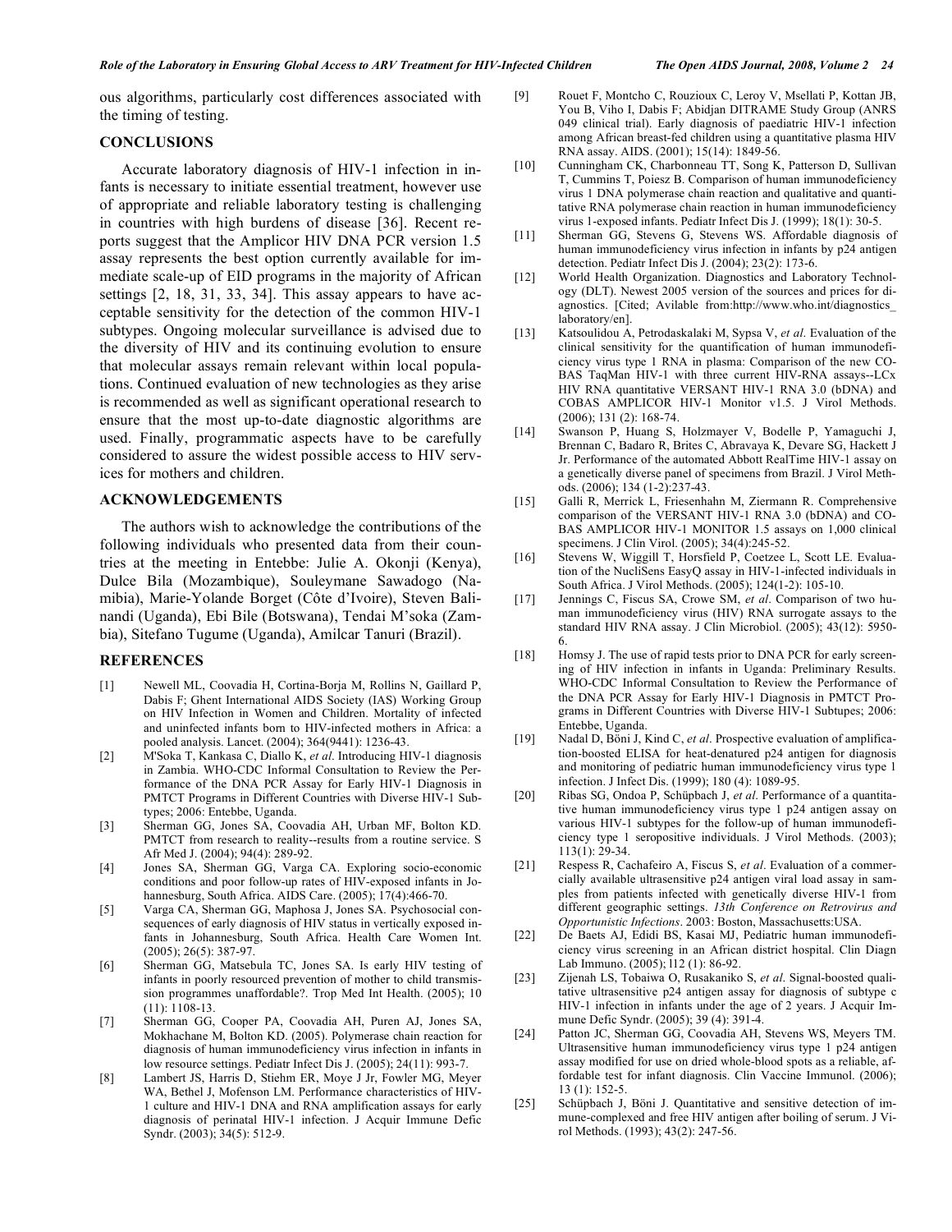ous algorithms, particularly cost differences associated with the timing of testing.

## CONCLUSIONS

Accurate laboratory diagnosis of HIV-1 infection in infants is necessary to initiate essential treatment, however use of appropriate and reliable laboratory testing is challenging in countries with high burdens of disease [36]. Recent reports suggest that the Amplicor HIV DNA PCR version 1.5 assay represents the best option currently available for immediate scale-up of EID programs in the majority of African settings [2, 18, 31, 33, 34]. This assay appears to have acceptable sensitivity for the detection of the common HIV-1 subtypes. Ongoing molecular surveillance is advised due to the diversity of HIV and its continuing evolution to ensure that molecular assays remain relevant within local populations. Continued evaluation of new technologies as they arise is recommended as well as significant operational research to ensure that the most up-to-date diagnostic algorithms are used. Finally, programmatic aspects have to be carefully considered to assure the widest possible access to HIV services for mothers and children.

## ACKNOWLEDGEMENTS

The authors wish to acknowledge the contributions of the following individuals who presented data from their countries at the meeting in Entebbe: Julie A. Okonji (Kenya), Dulce Bila (Mozambique), Souleymane Sawadogo (Namibia), Marie-Yolande Borget (Côte d'Ivoire), Steven Balinandi (Uganda), Ebi Bile (Botswana), Tendai M'soka (Zambia), Sitefano Tugume (Uganda), Amilcar Tanuri (Brazil).

## REFERENCES

[1] Newell ML, Coovadia H, Cortina-Borja M, Rollins N, Gaillard P, Dabis F; Ghent International AIDS Society (IAS) Working Group on HIV Infection in Women and Children. Mortality of infected and uninfected infants born to HIV-infected mothers in Africa: a pooled analysis. Lancet. (2004); 364(9441): 1236-43.

[2] M'Soka T, Kankasa C, Diallo K, *et al*. Introducing HIV-1 diagnosis in Zambia. WHO-CDC Informal Consultation to Review the Performance of the DNA PCR Assay for Early HIV-1 Diagnosis in PMTCT Programs in Different Countries with Diverse HIV-1 Subtypes; 2006: Entebbe, Uganda.

[3] Sherman GG, Jones SA, Coovadia AH, Urban MF, Bolton KD. PMTCT from research to reality--results from a routine service. S Afr Med J. (2004); 94(4): 289-92.

[4] Jones SA, Sherman GG, Varga CA. Exploring socio-economic conditions and poor follow-up rates of HIV-exposed infants in Johannesburg, South Africa. AIDS Care. (2005); 17(4):466-70.

[5] Varga CA, Sherman GG, Maphosa J, Jones SA. Psychosocial consequences of early diagnosis of HIV status in vertically exposed infants in Johannesburg, South Africa. Health Care Women Int. (2005); 26(5): 387-97.

[6] Sherman GG, Matsebula TC, Jones SA. Is early HIV testing of infants in poorly resourced prevention of mother to child transmission programmes unaffordable?. Trop Med Int Health. (2005); 10 (11): 1108-13.

[7] Sherman GG, Cooper PA, Coovadia AH, Puren AJ, Jones SA, Mokhachane M, Bolton KD. (2005). Polymerase chain reaction for diagnosis of human immunodeficiency virus infection in infants in low resource settings. Pediatr Infect Dis J. (2005); 24(11): 993-7.

[8] Lambert JS, Harris D, Stiehm ER, Moye J Jr, Fowler MG, Meyer WA, Bethel J, Mofenson LM. Performance characteristics of HIV-1 culture and HIV-1 DNA and RNA amplification assays for early diagnosis of perinatal HIV-1 infection. J Acquir Immune Defic Syndr. (2003); 34(5): 512-9.

[9] Rouet F, Montcho C, Rouzioux C, Leroy V, Msellati P, Kottan JB, You B, Viho I, Dabis F; Abidjan DITRAME Study Group (ANRS 049 clinical trial). Early diagnosis of paediatric HIV-1 infection among African breast-fed children using a quantitative plasma HIV RNA assay. AIDS. (2001); 15(14): 1849-56.

[10] Cunningham CK, Charbonneau TT, Song K, Patterson D, Sullivan T, Cummins T, Poiesz B. Comparison of human immunodeficiency virus 1 DNA polymerase chain reaction and qualitative and quantitative RNA polymerase chain reaction in human immunodeficiency virus 1-exposed infants. Pediatr Infect Dis J. (1999); 18(1): 30-5.

[11] Sherman GG, Stevens G, Stevens WS. Affordable diagnosis of human immunodeficiency virus infection in infants by p24 antigen detection. Pediatr Infect Dis J. (2004); 23(2): 173-6.

[12] World Health Organization. Diagnostics and Laboratory Technology (DLT). Newest 2005 version of the sources and prices for diagnostics. [Cited; Avilable from:http://www.who.int/diagnostics_laboratory/en].

[13] Katsoulidou A, Petrodaskalaki M, Sypsa V, *et al*. Evaluation of the clinical sensitivity for the quantification of human immunodeficiency virus type 1 RNA in plasma: Comparison of the new COBAS TaqMan HIV-1 with three current HIV-RNA assays--LCx HIV RNA quantitative VERSANT HIV-1 RNA 3.0 (bDNA) and COBAS AMPLICOR HIV-1 Monitor v1.5. J Virol Methods. (2006); 131 (2): 168-74.

[14] Swanson P, Huang S, Holzmayer V, Bodelle P, Yamaguchi J, Brennan C, Badaro R, Brites C, Abravaya K, Devare SG, Hackett J Jr. Performance of the automated Abbott RealTime HIV-1 assay on a genetically diverse panel of specimens from Brazil. J Virol Methods. (2006); 134 (1-2):237-43.

[15] Galli R, Merrick L, Friesenhahn M, Ziermann R. Comprehensive comparison of the VERSANT HIV-1 RNA 3.0 (bDNA) and COBAS AMPLICOR HIV-1 MONITOR 1.5 assays on 1,000 clinical specimens. J Clin Virol. (2005); 34(4):245-52.

[16] Stevens W, Wiggill T, Horsfield P, Coetzee L, Scott LE. Evaluation of the NucliSens EasyQ assay in HIV-1-infected individuals in South Africa. J Virol Methods. (2005); 124(1-2): 105-10.

[17] Jennings C, Fiscus SA, Crowe SM, *et al*. Comparison of two human immunodeficiency virus (HIV) RNA surrogate assays to the standard HIV RNA assay. J Clin Microbiol. (2005); 43(12): 5950-6.

[18] Homsy J. The use of rapid tests prior to DNA PCR for early screening of HIV infection in infants in Uganda: Preliminary Results. WHO-CDC Informal Consultation to Review the Performance of the DNA PCR Assay for Early HIV-1 Diagnosis in PMTCT Programs in Different Countries with Diverse HIV-1 Subtypes; 2006: Entebbe, Uganda.

[19] Nadal D, Böni J, Kind C, *et al*. Prospective evaluation of amplification-boosted ELISA for heat-denatured p24 antigen for diagnosis and monitoring of pediatric human immunodeficiency virus type 1 infection. J Infect Dis. (1999); 180 (4): 1089-95.

[20] Ribas SG, Ondoa P, Schüpbach J, *et al*. Performance of a quantitative human immunodeficiency virus type 1 p24 antigen assay on various HIV-1 subtypes for the follow-up of human immunodeficiency type 1 seropositive individuals. J Virol Methods. (2003); 113(1): 29-34.

[21] Respess R, Cachafeiro A, Fiscus S, *et al*. Evaluation of a commercially available ultrasensitive p24 antigen viral load assay in samples from patients infected with genetically diverse HIV-1 from different geographic settings. *13th Conference on Retrovirus and Opportunistic Infections*. 2003: Boston, Massachusetts:USA.

[22] De Baets AJ, Edidi BS, Kasai MJ, Pediatric human immunodeficiency virus screening in an African district hospital. Clin Diagn Lab Immuno. (2005); l12 (1): 86-92.

[23] Zijenah LS, Tobaiwa O, Rusakaniko S, *et al*. Signal-boosted qualitative ultrasensitive p24 antigen assay for diagnosis of subtype c HIV-1 infection in infants under the age of 2 years. J Acquir Immune Defic Syndr. (2005); 39 (4): 391-4.

[24] Patton JC, Sherman GG, Coovadia AH, Stevens WS, Meyers TM. Ultrasensitive human immunodeficiency virus type 1 p24 antigen assay modified for use on dried whole-blood spots as a reliable, affordable test for infant diagnosis. Clin Vaccine Immunol. (2006); 13 (1): 152-5.

[25] Schüpbach J, Böni J. Quantitative and sensitive detection of immune-complexed and free HIV antigen after boiling of serum. J Virol Methods. (1993); 43(2): 247-56.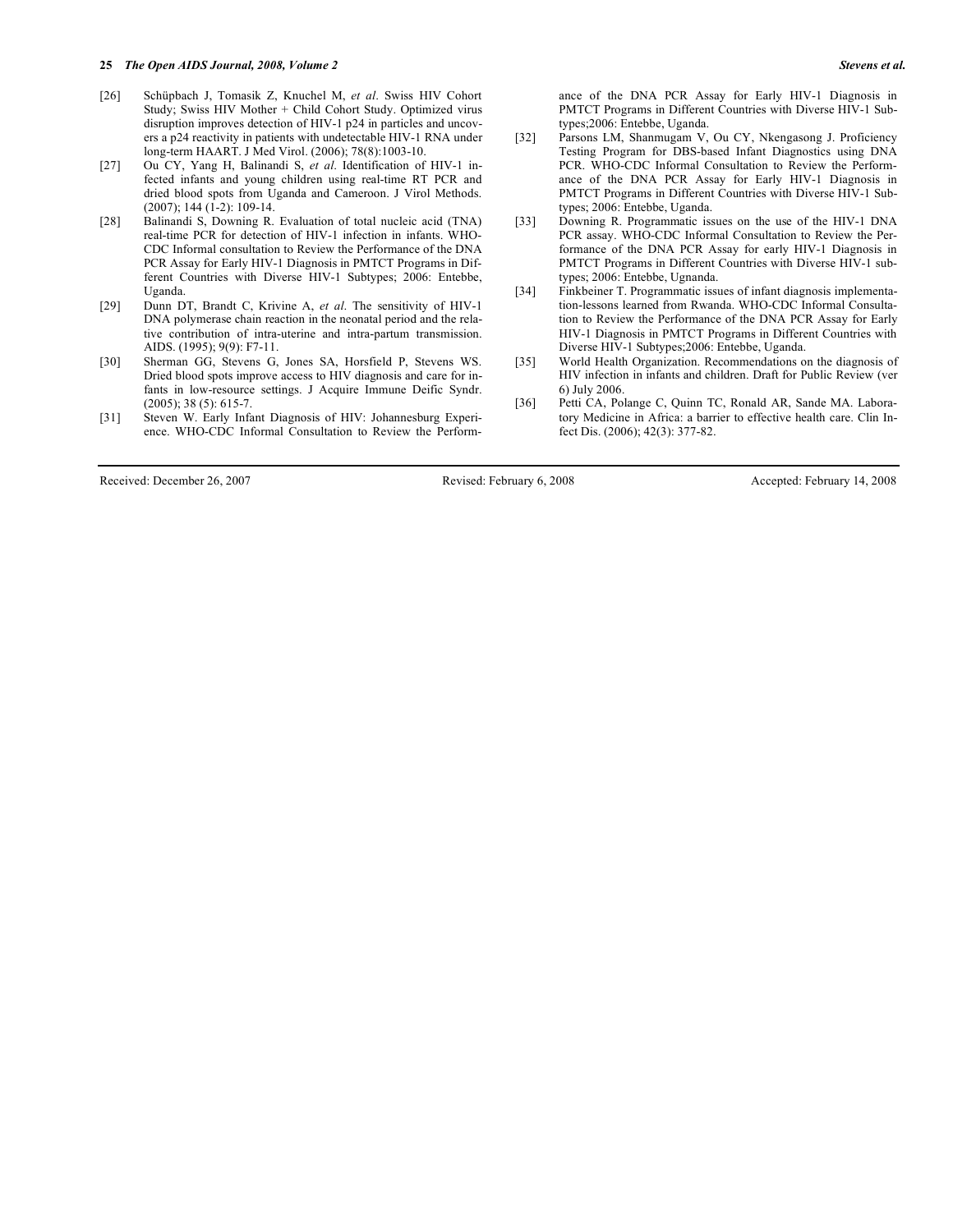[26] Schüpbach J, Tomasik Z, Knuchel M, *et al*. Swiss HIV Cohort Study; Swiss HIV Mother + Child Cohort Study. Optimized virus disruption improves detection of HIV-1 p24 in particles and uncovers a p24 reactivity in patients with undetectable HIV-1 RNA under long-term HAART. J Med Virol. (2006); 78(8):1003-10.

[27] Ou CY, Yang H, Balinandi S, *et al*. Identification of HIV-1 infected infants and young children using real-time RT PCR and dried blood spots from Uganda and Cameroon. J Virol Methods. (2007); 144 (1-2): 109-14.

[28] Balinandi S, Downing R. Evaluation of total nucleic acid (TNA) real-time PCR for detection of HIV-1 infection in infants. WHO-CDC Informal consultation to Review the Performance of the DNA PCR Assay for Early HIV-1 Diagnosis in PMTCT Programs in Different Countries with Diverse HIV-1 Subtypes; 2006: Entebbe, Uganda.

[29] Dunn DT, Brandt C, Krivine A, *et al.* The sensitivity of HIV-1 DNA polymerase chain reaction in the neonatal period and the relative contribution of intra-uterine and intra-partum transmission. AIDS. (1995); 9(9): F7-11.

[30] Sherman GG, Stevens G, Jones SA, Horsfield P, Stevens WS. Dried blood spots improve access to HIV diagnosis and care for infants in low-resource settings. J Acquire Immune Deific Syndr. (2005); 38 (5): 615-7.

[31] Steven W. Early Infant Diagnosis of HIV: Johannesburg Experience. WHO-CDC Informal Consultation to Review the Performance of the DNA PCR Assay for Early HIV-1 Diagnosis in PMTCT Programs in Different Countries with Diverse HIV-1 Subtypes;2006: Entebbe, Uganda.

[32] Parsons LM, Shanmugam V, Ou CY, Nkengasong J. Proficiency Testing Program for DBS-based Infant Diagnostics using DNA PCR. WHO-CDC Informal Consultation to Review the Performance of the DNA PCR Assay for Early HIV-1 Diagnosis in PMTCT Programs in Different Countries with Diverse HIV-1 Subtypes; 2006: Entebbe, Uganda.

[33] Downing R. Programmatic issues on the use of the HIV-1 DNA PCR assay. WHO-CDC Informal Consultation to Review the Performance of the DNA PCR Assay for early HIV-1 Diagnosis in PMTCT Programs in Different Countries with Diverse HIV-1 subtypes; 2006: Entebbe, Ugnanda.

[34] Finkbeiner T. Programmatic issues of infant diagnosis implementation-lessons learned from Rwanda. WHO-CDC Informal Consultation to Review the Performance of the DNA PCR Assay for Early HIV-1 Diagnosis in PMTCT Programs in Different Countries with Diverse HIV-1 Subtypes;2006: Entebbe, Uganda.

[35] World Health Organization. Recommendations on the diagnosis of HIV infection in infants and children. Draft for Public Review (ver 6) July 2006.

[36] Petti CA, Polange C, Quinn TC, Ronald AR, Sande MA. Laboratory Medicine in Africa: a barrier to effective health care. Clin Infect Dis. (2006); 42(3): 377-82.

Received: December 26, 2007 Revised: February 6, 2008 Accepted: February 14, 2008